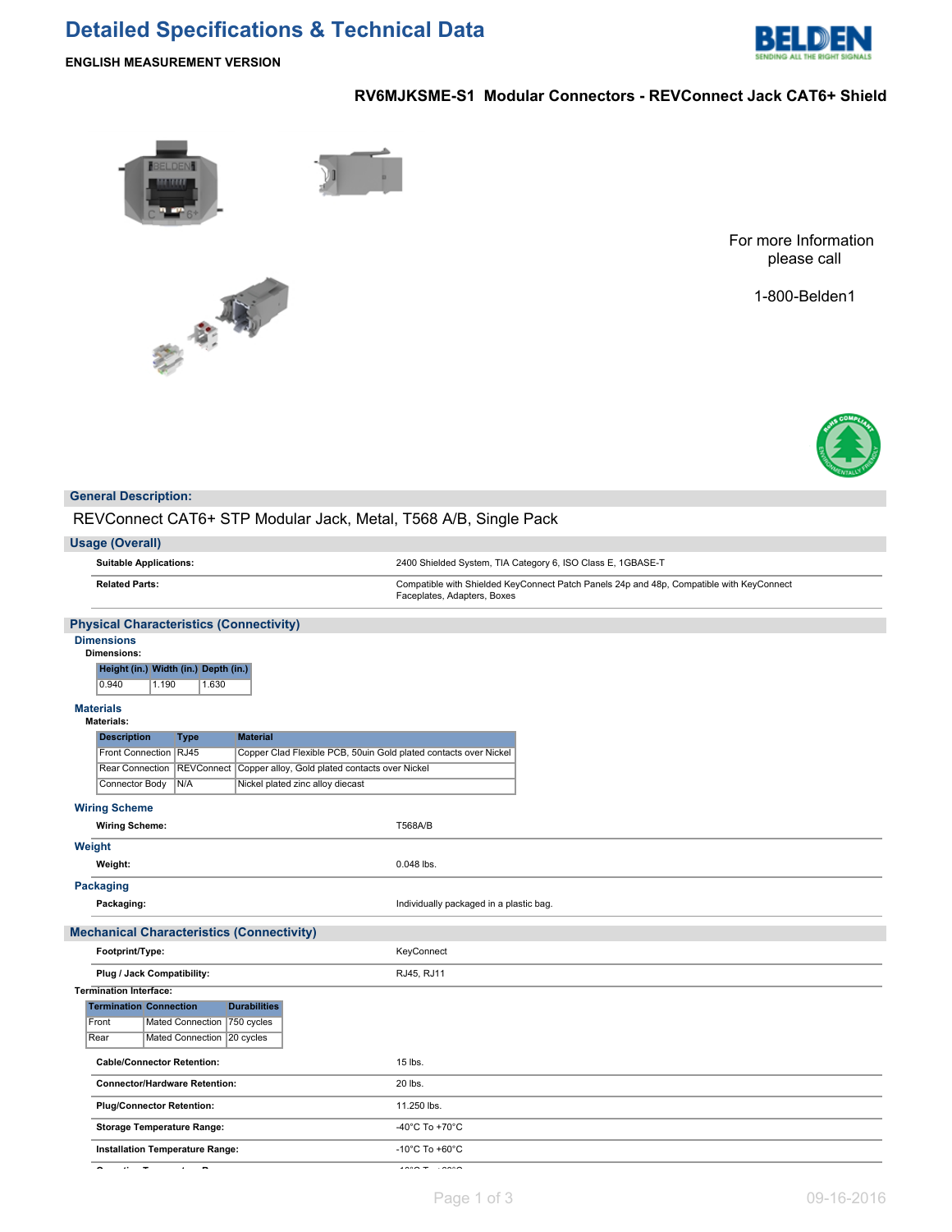# Detailed Specifications & Technical Data

**ENGLISH MEASUREMENT VERSION**

## RV6MJKSME-S1 Modular Connectors - REVConnect Jack CAT6+ Shield

For more Information please call

1-800-Belden1

## General Description:

REVConnect CAT6+ STP Modular Jack, Metal, T568 A/B, Single Pack

## Usage (Overall)

| | |
|---|---|
| **Suitable Applications:** | 2400 Shielded System, TIA Category 6, ISO Class E, 1GBASE-T |
| **Related Parts:** | Compatible with Shielded KeyConnect Patch Panels 24p and 48p, Compatible with KeyConnect Faceplates, Adapters, Boxes |

## Physical Characteristics (Connectivity)

### Dimensions

**Dimensions:**

| Height (in.) | Width (in.) | Depth (in.) |
|---|---|---|
| 0.940 | 1.190 | 1.630 |

### Materials

**Materials:**

| Description | Type | Material |
|---|---|---|
| Front Connection | RJ45 | Copper Clad Flexible PCB, 50uin Gold plated contacts over Nickel |
| Rear Connection | REVConnect | Copper alloy, Gold plated contacts over Nickel |
| Connector Body | N/A | Nickel plated zinc alloy diecast |

### Wiring Scheme

| | |
|---|---|
| **Wiring Scheme:** | T568A/B |

### Weight

| | |
|---|---|
| **Weight:** | 0.048 lbs. |

### Packaging

| | |
|---|---|
| **Packaging:** | Individually packaged in a plastic bag. |

## Mechanical Characteristics (Connectivity)

| | |
|---|---|
| **Footprint/Type:** | KeyConnect |
| **Plug / Jack Compatibility:** | RJ45, RJ11 |

**Termination Interface:**

| Termination | Connection | Durabilities |
|---|---|---|
| Front | Mated Connection | 750 cycles |
| Rear | Mated Connection | 20 cycles |

| | |
|---|---|
| **Cable/Connector Retention:** | 15 lbs. |
| **Connector/Hardware Retention:** | 20 lbs. |
| **Plug/Connector Retention:** | 11.250 lbs. |
| **Storage Temperature Range:** | -40°C To +70°C |
| **Installation Temperature Range:** | -10°C To +60°C |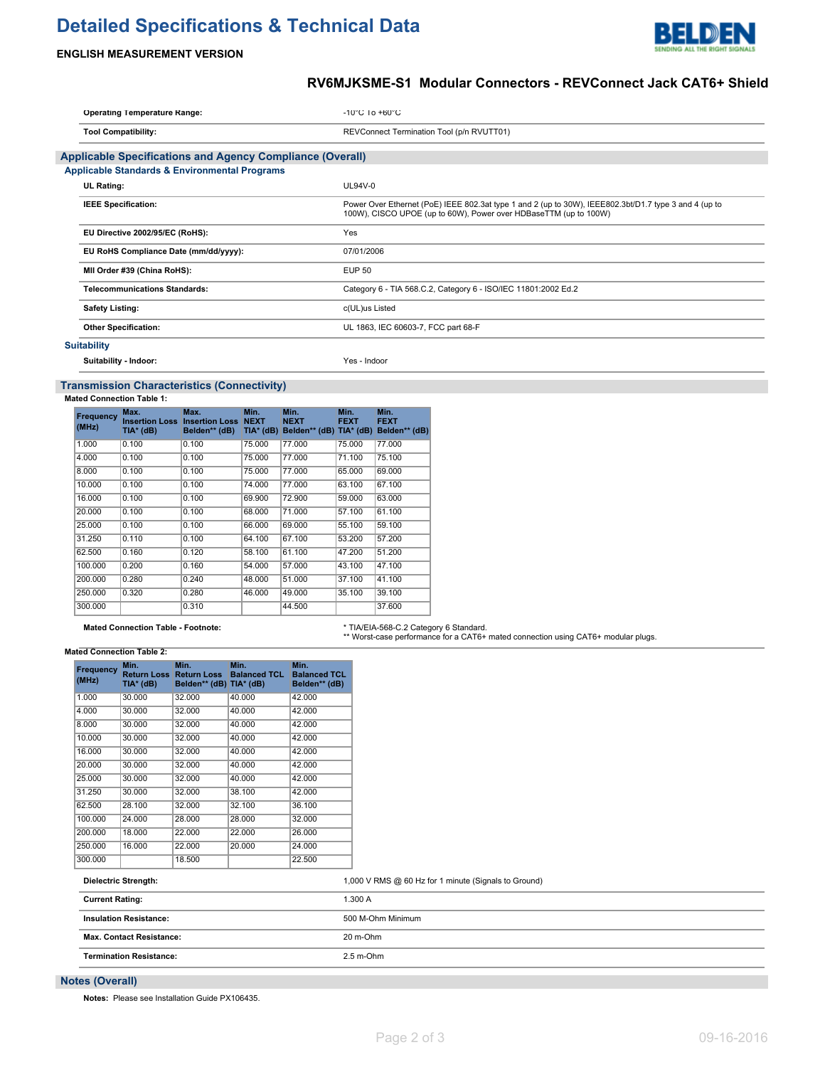# Detailed Specifications & Technical Data

**ENGLISH MEASUREMENT VERSION**

## RV6MJKSME-S1 Modular Connectors - REVConnect Jack CAT6+ Shield

| | |
|---|---|
| **Operating Temperature Range:** | -10°C To +60°C |
| **Tool Compatibility:** | REVConnect Termination Tool (p/n RVUTT01) |

## Applicable Specifications and Agency Compliance (Overall)

### Applicable Standards & Environmental Programs

| | |
|---|---|
| **UL Rating:** | UL94V-0 |
| **IEEE Specification:** | Power Over Ethernet (PoE) IEEE 802.3at type 1 and 2 (up to 30W), IEEE802.3bt/D1.7 type 3 and 4 (up to 100W), CISCO UPOE (up to 60W), Power over HDBaseTTM (up to 100W) |
| **EU Directive 2002/95/EC (RoHS):** | Yes |
| **EU RoHS Compliance Date (mm/dd/yyyy):** | 07/01/2006 |
| **MII Order #39 (China RoHS):** | EUP 50 |
| **Telecommunications Standards:** | Category 6 - TIA 568.C.2, Category 6 - ISO/IEC 11801:2002 Ed.2 |
| **Safety Listing:** | c(UL)us Listed |
| **Other Specification:** | UL 1863, IEC 60603-7, FCC part 68-F |

### Suitability

| | |
|---|---|
| **Suitability - Indoor:** | Yes - Indoor |

## Transmission Characteristics (Connectivity)

**Mated Connection Table 1:**

| Frequency (MHz) | Max. Insertion Loss TIA* (dB) | Max. Insertion Loss Belden** (dB) | Min. NEXT TIA* (dB) | Min. NEXT Belden** (dB) | Min. FEXT TIA* (dB) | Min. FEXT Belden** (dB) |
|---|---|---|---|---|---|---|
| 1.000 | 0.100 | 0.100 | 75.000 | 77.000 | 75.000 | 77.000 |
| 4.000 | 0.100 | 0.100 | 75.000 | 77.000 | 71.100 | 75.100 |
| 8.000 | 0.100 | 0.100 | 75.000 | 77.000 | 65.000 | 69.000 |
| 10.000 | 0.100 | 0.100 | 74.000 | 77.000 | 63.100 | 67.100 |
| 16.000 | 0.100 | 0.100 | 69.900 | 72.900 | 59.000 | 63.000 |
| 20.000 | 0.100 | 0.100 | 68.000 | 71.000 | 57.100 | 61.100 |
| 25.000 | 0.100 | 0.100 | 66.000 | 69.000 | 55.100 | 59.100 |
| 31.250 | 0.110 | 0.100 | 64.100 | 67.100 | 53.200 | 57.200 |
| 62.500 | 0.160 | 0.120 | 58.100 | 61.100 | 47.200 | 51.200 |
| 100.000 | 0.200 | 0.160 | 54.000 | 57.000 | 43.100 | 47.100 |
| 200.000 | 0.280 | 0.240 | 48.000 | 51.000 | 37.100 | 41.100 |
| 250.000 | 0.320 | 0.280 | 46.000 | 49.000 | 35.100 | 39.100 |
| 300.000 | | 0.310 | | 44.500 | | 37.600 |

| | |
|---|---|
| **Mated Connection Table - Footnote:** | * TIA/EIA-568-C.2 Category 6 Standard.<br>** Worst-case performance for a CAT6+ mated connection using CAT6+ modular plugs. |

**Mated Connection Table 2:**

| Frequency (MHz) | Min. Return Loss TIA* (dB) | Min. Return Loss Belden** (dB) | Min. Balanced TCL TIA* (dB) | Min. Balanced TCL Belden** (dB) |
|---|---|---|---|---|
| 1.000 | 30.000 | 32.000 | 40.000 | 42.000 |
| 4.000 | 30.000 | 32.000 | 40.000 | 42.000 |
| 8.000 | 30.000 | 32.000 | 40.000 | 42.000 |
| 10.000 | 30.000 | 32.000 | 40.000 | 42.000 |
| 16.000 | 30.000 | 32.000 | 40.000 | 42.000 |
| 20.000 | 30.000 | 32.000 | 40.000 | 42.000 |
| 25.000 | 30.000 | 32.000 | 40.000 | 42.000 |
| 31.250 | 30.000 | 32.000 | 38.100 | 42.000 |
| 62.500 | 28.100 | 32.000 | 32.100 | 36.100 |
| 100.000 | 24.000 | 28.000 | 28.000 | 32.000 |
| 200.000 | 18.000 | 22.000 | 22.000 | 26.000 |
| 250.000 | 16.000 | 22.000 | 20.000 | 24.000 |
| 300.000 | | 18.500 | | 22.500 |

| | |
|---|---|
| **Dielectric Strength:** | 1,000 V RMS @ 60 Hz for 1 minute (Signals to Ground) |
| **Current Rating:** | 1.300 A |
| **Insulation Resistance:** | 500 M-Ohm Minimum |
| **Max. Contact Resistance:** | 20 m-Ohm |
| **Termination Resistance:** | 2.5 m-Ohm |

## Notes (Overall)

**Notes:** Please see Installation Guide PX106435.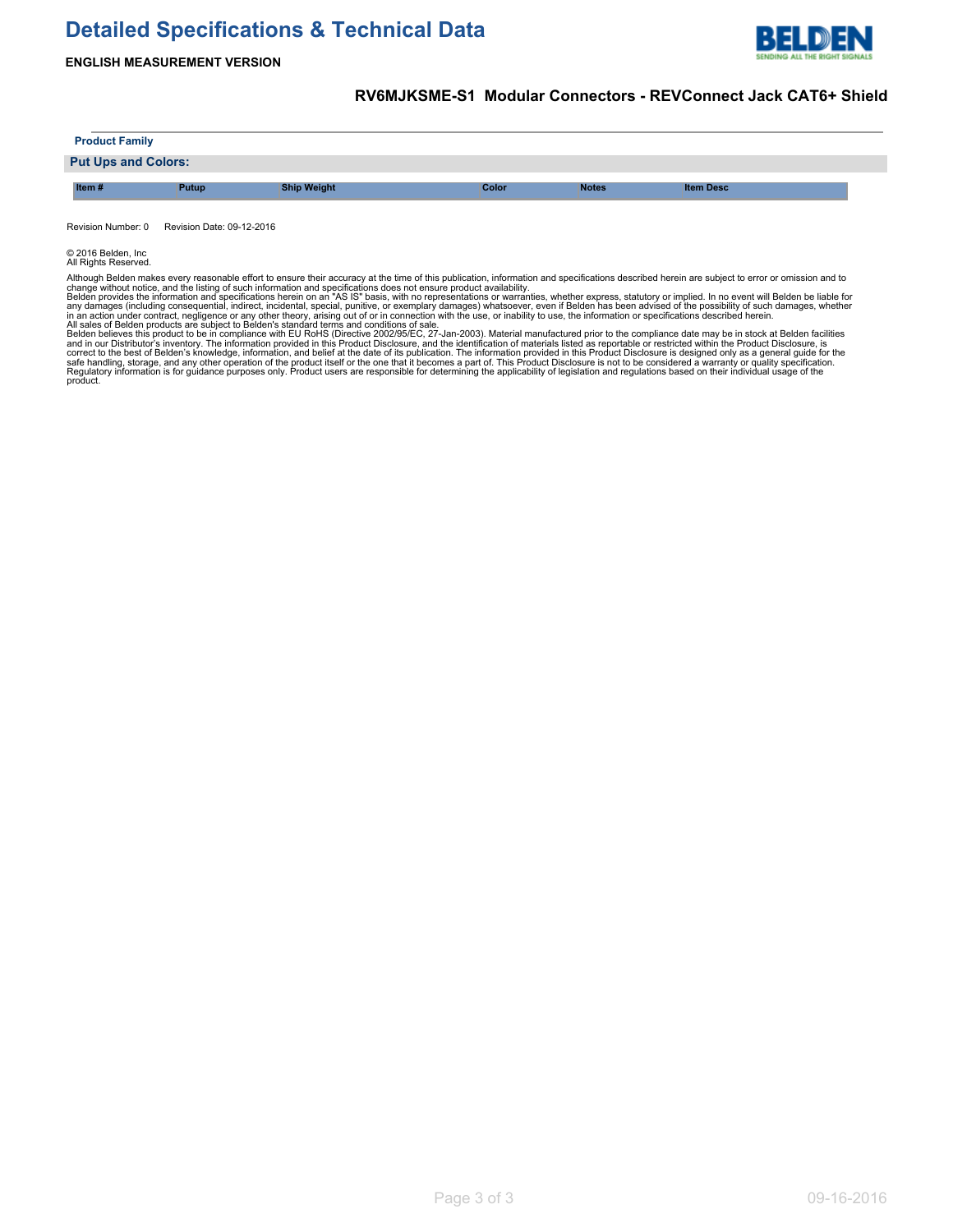**Product Family**

## Put Ups and Colors:

| Item # | Putup | Ship Weight | Color | Notes | Item Desc |
| --- | --- | --- | --- | --- | --- |

Revision Number: 0 Revision Date: 09-12-2016

© 2016 Belden, Inc
All Rights Reserved.

Although Belden makes every reasonable effort to ensure their accuracy at the time of this publication, information and specifications described herein are subject to error or omission and to change without notice, and the listing of such information and specifications does not ensure product availability.
Belden provides the information and specifications herein on an "AS IS" basis, with no representations or warranties, whether express, statutory or implied. In no event will Belden be liable for any damages (including consequential, indirect, incidental, special, punitive, or exemplary damages) whatsoever, even if Belden has been advised of the possibility of such damages, whether in an action under contract, negligence or any other theory, arising out of or in connection with the use, or inability to use, the information or specifications described herein.
All sales of Belden products are subject to Belden's standard terms and conditions of sale.
Belden believes this product to be in compliance with EU RoHS (Directive 2002/95/EC, 27-Jan-2003). Material manufactured prior to the compliance date may be in stock at Belden facilities and in our Distributor's inventory. The information provided in this Product Disclosure, and the identification of materials listed as reportable or restricted within the Product Disclosure, is correct to the best of Belden's knowledge, information, and belief at the date of its publication. The information provided in this Product Disclosure is designed only as a general guide for the safe handling, storage, and any other operation of the product itself or the one that it becomes a part of. This Product Disclosure is not to be considered a warranty or quality specification. Regulatory information is for guidance purposes only. Product users are responsible for determining the applicability of legislation and regulations based on their individual usage of the product.